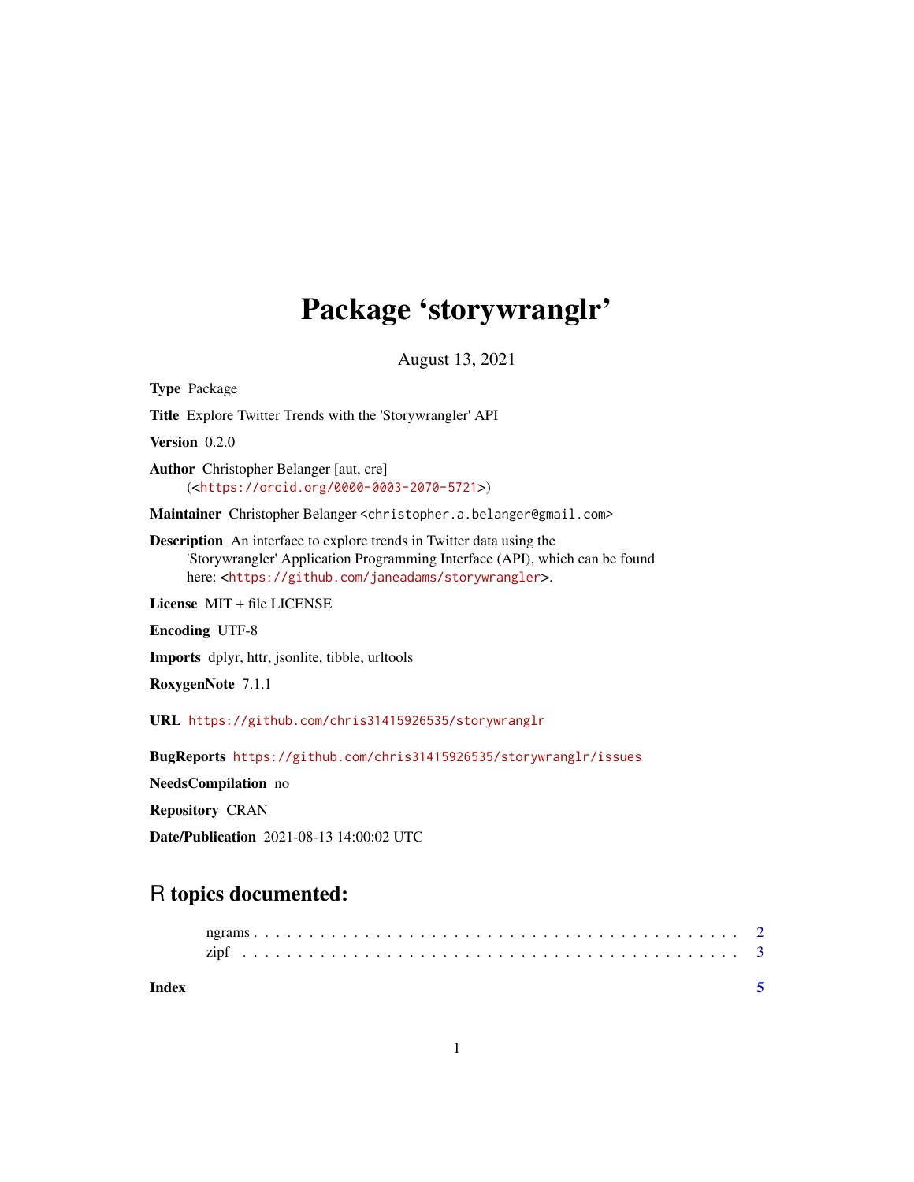# Package 'storywranglr'

August 13, 2021

**Type** Package

**Title** Explore Twitter Trends with the 'Storywrangler' API

**Version** 0.2.0

**Author** Christopher Belanger [aut, cre] (<https://orcid.org/0000-0003-2070-5721>)

**Maintainer** Christopher Belanger <christopher.a.belanger@gmail.com>

**Description** An interface to explore trends in Twitter data using the 'Storywrangler' Application Programming Interface (API), which can be found here: <https://github.com/janeadams/storywrangler>.

**License** MIT + file LICENSE

**Encoding** UTF-8

**Imports** dplyr, httr, jsonlite, tibble, urltools

**RoxygenNote** 7.1.1

**URL** https://github.com/chris31415926535/storywranglr

**BugReports** https://github.com/chris31415926535/storywranglr/issues

**NeedsCompilation** no

**Repository** CRAN

**Date/Publication** 2021-08-13 14:00:02 UTC

## R topics documented:

- ngrams . . . . . . . . . . . . . . . . . . . . . . . . . . . . . . . . . . . . . . . . . . 2
- zipf . . . . . . . . . . . . . . . . . . . . . . . . . . . . . . . . . . . . . . . . . . . . 3

**Index** 5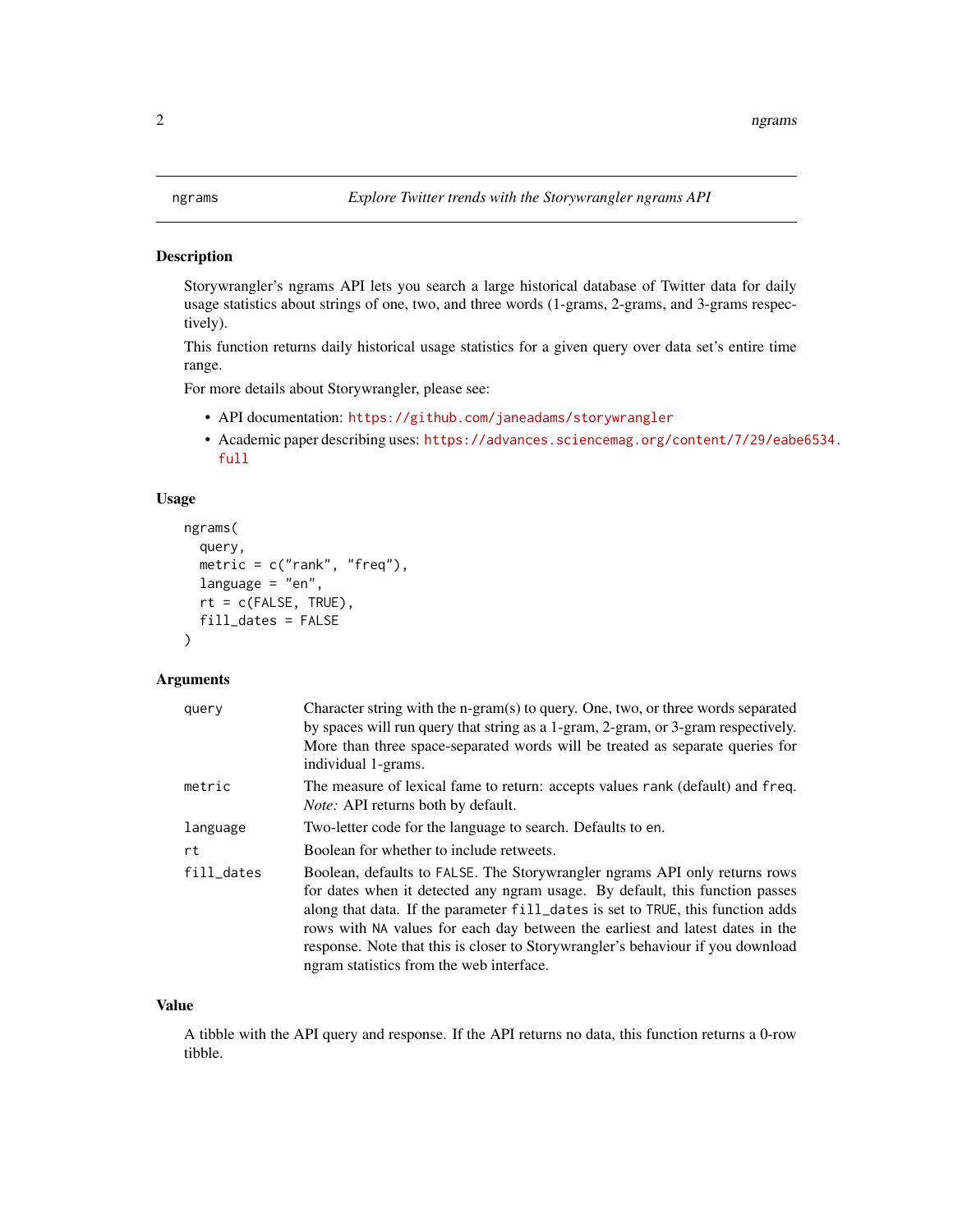## ngrams — *Explore Twitter trends with the Storywrangler ngrams API*

### Description

Storywrangler's ngrams API lets you search a large historical database of Twitter data for daily usage statistics about strings of one, two, and three words (1-grams, 2-grams, and 3-grams respectively).

This function returns daily historical usage statistics for a given query over data set's entire time range.

For more details about Storywrangler, please see:

- API documentation: https://github.com/janeadams/storywrangler
- Academic paper describing uses: https://advances.sciencemag.org/content/7/29/eabe6534.full

### Usage

```
ngrams(
  query,
  metric = c("rank", "freq"),
  language = "en",
  rt = c(FALSE, TRUE),
  fill_dates = FALSE
)
```

### Arguments

| | |
|---|---|
| `query` | Character string with the n-gram(s) to query. One, two, or three words separated by spaces will run query that string as a 1-gram, 2-gram, or 3-gram respectively. More than three space-separated words will be treated as separate queries for individual 1-grams. |
| `metric` | The measure of lexical fame to return: accepts values `rank` (default) and `freq`. *Note:* API returns both by default. |
| `language` | Two-letter code for the language to search. Defaults to `en`. |
| `rt` | Boolean for whether to include retweets. |
| `fill_dates` | Boolean, defaults to `FALSE`. The Storywrangler ngrams API only returns rows for dates when it detected any ngram usage. By default, this function passes along that data. If the parameter `fill_dates` is set to `TRUE`, this function adds rows with `NA` values for each day between the earliest and latest dates in the response. Note that this is closer to Storywrangler's behaviour if you download ngram statistics from the web interface. |

### Value

A tibble with the API query and response. If the API returns no data, this function returns a 0-row tibble.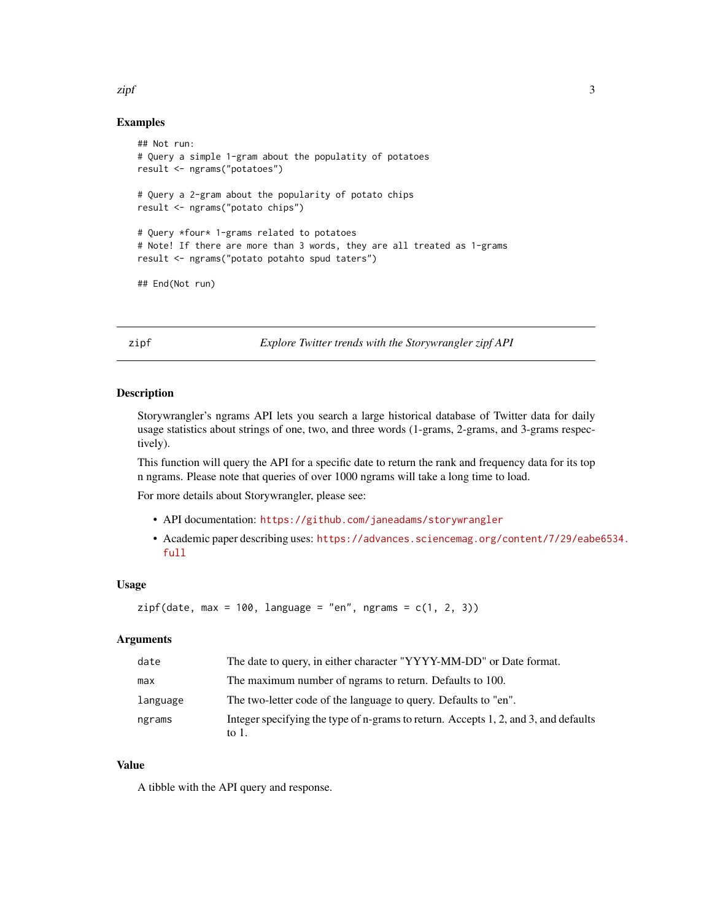## Examples

```
## Not run:
# Query a simple 1-gram about the populatity of potatoes
result <- ngrams("potatoes")

# Query a 2-gram about the popularity of potato chips
result <- ngrams("potato chips")

# Query *four* 1-grams related to potatoes
# Note! If there are more than 3 words, they are all treated as 1-grams
result <- ngrams("potato potahto spud taters")

## End(Not run)
```

---

`zipf` *Explore Twitter trends with the Storywrangler zipf API*

---

## Description

Storywrangler's ngrams API lets you search a large historical database of Twitter data for daily usage statistics about strings of one, two, and three words (1-grams, 2-grams, and 3-grams respectively).

This function will query the API for a specific date to return the rank and frequency data for its top n ngrams. Please note that queries of over 1000 ngrams will take a long time to load.

For more details about Storywrangler, please see:

- API documentation: https://github.com/janeadams/storywrangler
- Academic paper describing uses: https://advances.sciencemag.org/content/7/29/eabe6534.full

## Usage

```
zipf(date, max = 100, language = "en", ngrams = c(1, 2, 3))
```

## Arguments

| | |
|---|---|
| `date` | The date to query, in either character "YYYY-MM-DD" or Date format. |
| `max` | The maximum number of ngrams to return. Defaults to 100. |
| `language` | The two-letter code of the language to query. Defaults to "en". |
| `ngrams` | Integer specifying the type of n-grams to return. Accepts 1, 2, and 3, and defaults to 1. |

## Value

A tibble with the API query and response.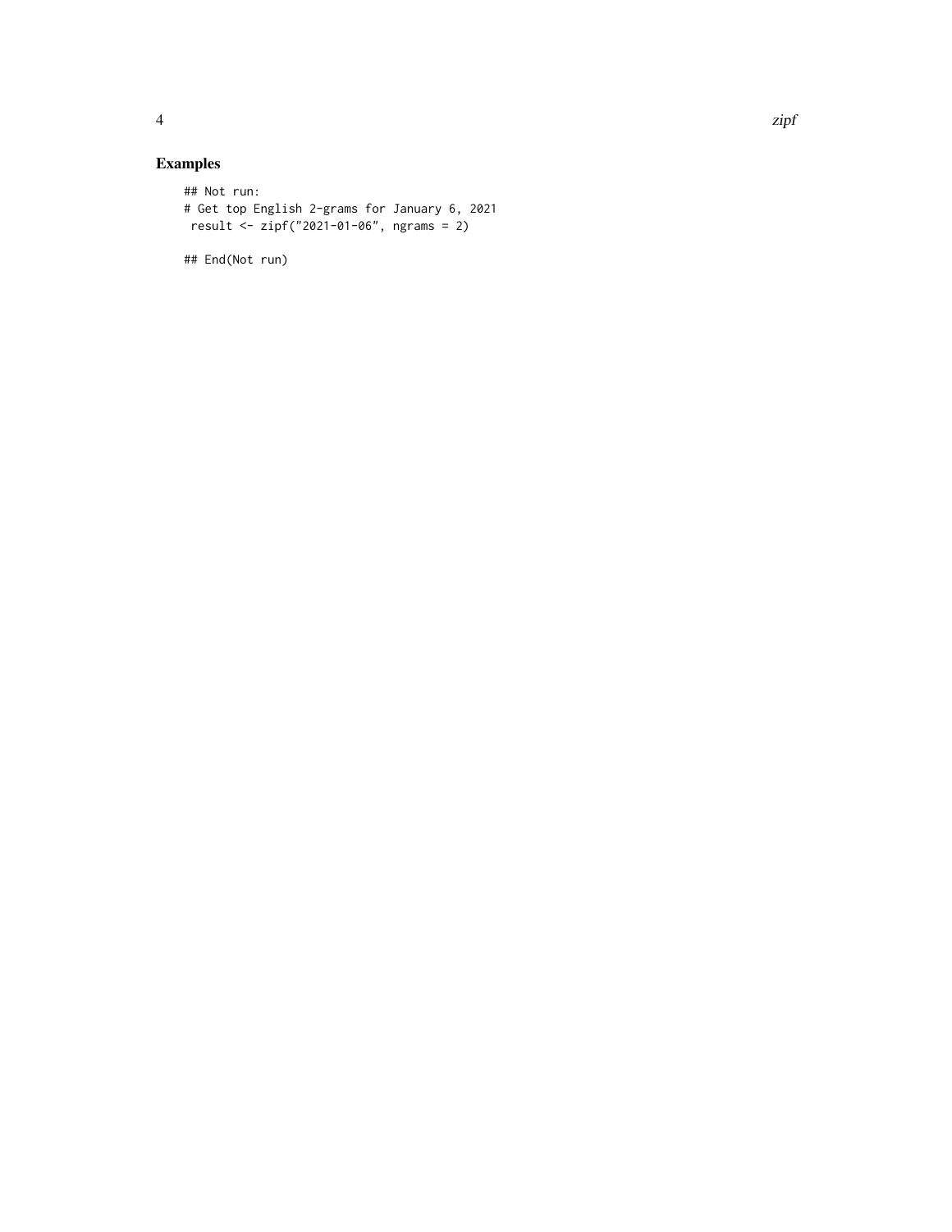## Examples

```
## Not run:
# Get top English 2-grams for January 6, 2021
 result <- zipf("2021-01-06", ngrams = 2)

## End(Not run)
```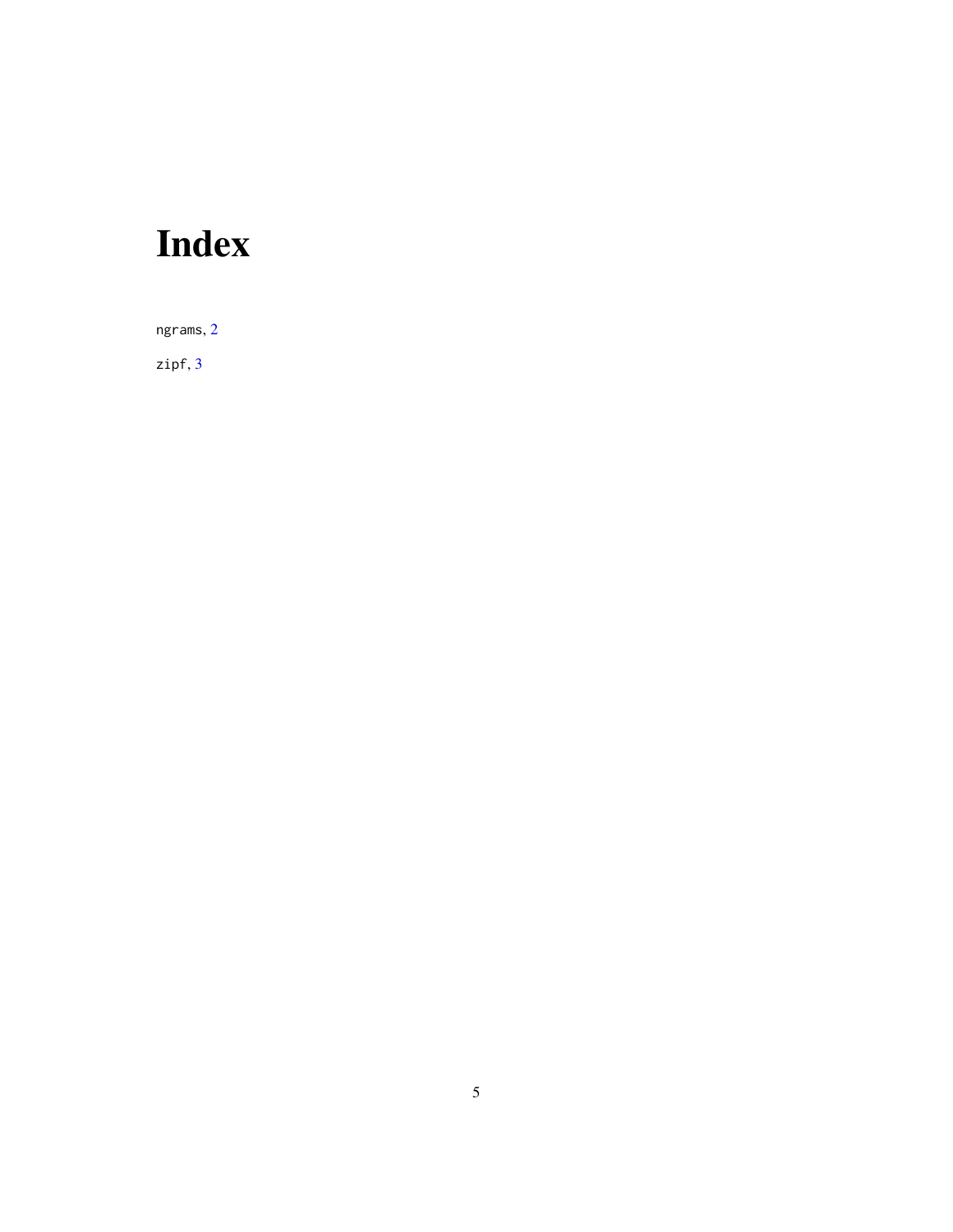# Index

ngrams, 2

zipf, 3